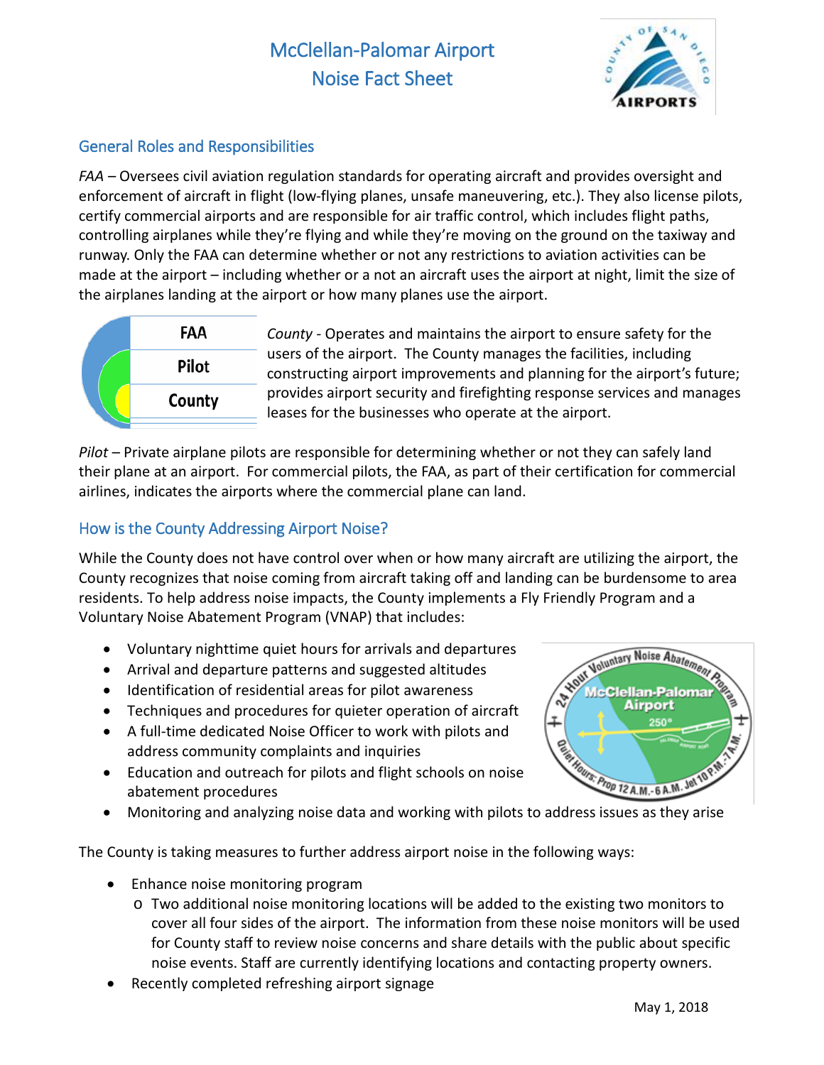# McClellan-Palomar Airport
# Noise Fact Sheet

## General Roles and Responsibilities

*FAA* – Oversees civil aviation regulation standards for operating aircraft and provides oversight and enforcement of aircraft in flight (low-flying planes, unsafe maneuvering, etc.). They also license pilots, certify commercial airports and are responsible for air traffic control, which includes flight paths, controlling airplanes while they're flying and while they're moving on the ground on the taxiway and runway. Only the FAA can determine whether or not any restrictions to aviation activities can be made at the airport – including whether or a not an aircraft uses the airport at night, limit the size of the airplanes landing at the airport or how many planes use the airport.

*County* - Operates and maintains the airport to ensure safety for the users of the airport. The County manages the facilities, including constructing airport improvements and planning for the airport's future; provides airport security and firefighting response services and manages leases for the businesses who operate at the airport.

*Pilot* – Private airplane pilots are responsible for determining whether or not they can safely land their plane at an airport. For commercial pilots, the FAA, as part of their certification for commercial airlines, indicates the airports where the commercial plane can land.

## How is the County Addressing Airport Noise?

While the County does not have control over when or how many aircraft are utilizing the airport, the County recognizes that noise coming from aircraft taking off and landing can be burdensome to area residents. To help address noise impacts, the County implements a Fly Friendly Program and a Voluntary Noise Abatement Program (VNAP) that includes:

- Voluntary nighttime quiet hours for arrivals and departures
- Arrival and departure patterns and suggested altitudes
- Identification of residential areas for pilot awareness
- Techniques and procedures for quieter operation of aircraft
- A full-time dedicated Noise Officer to work with pilots and address community complaints and inquiries
- Education and outreach for pilots and flight schools on noise abatement procedures
- Monitoring and analyzing noise data and working with pilots to address issues as they arise

The County is taking measures to further address airport noise in the following ways:

- Enhance noise monitoring program
  - Two additional noise monitoring locations will be added to the existing two monitors to cover all four sides of the airport. The information from these noise monitors will be used for County staff to review noise concerns and share details with the public about specific noise events. Staff are currently identifying locations and contacting property owners.
- Recently completed refreshing airport signage

May 1, 2018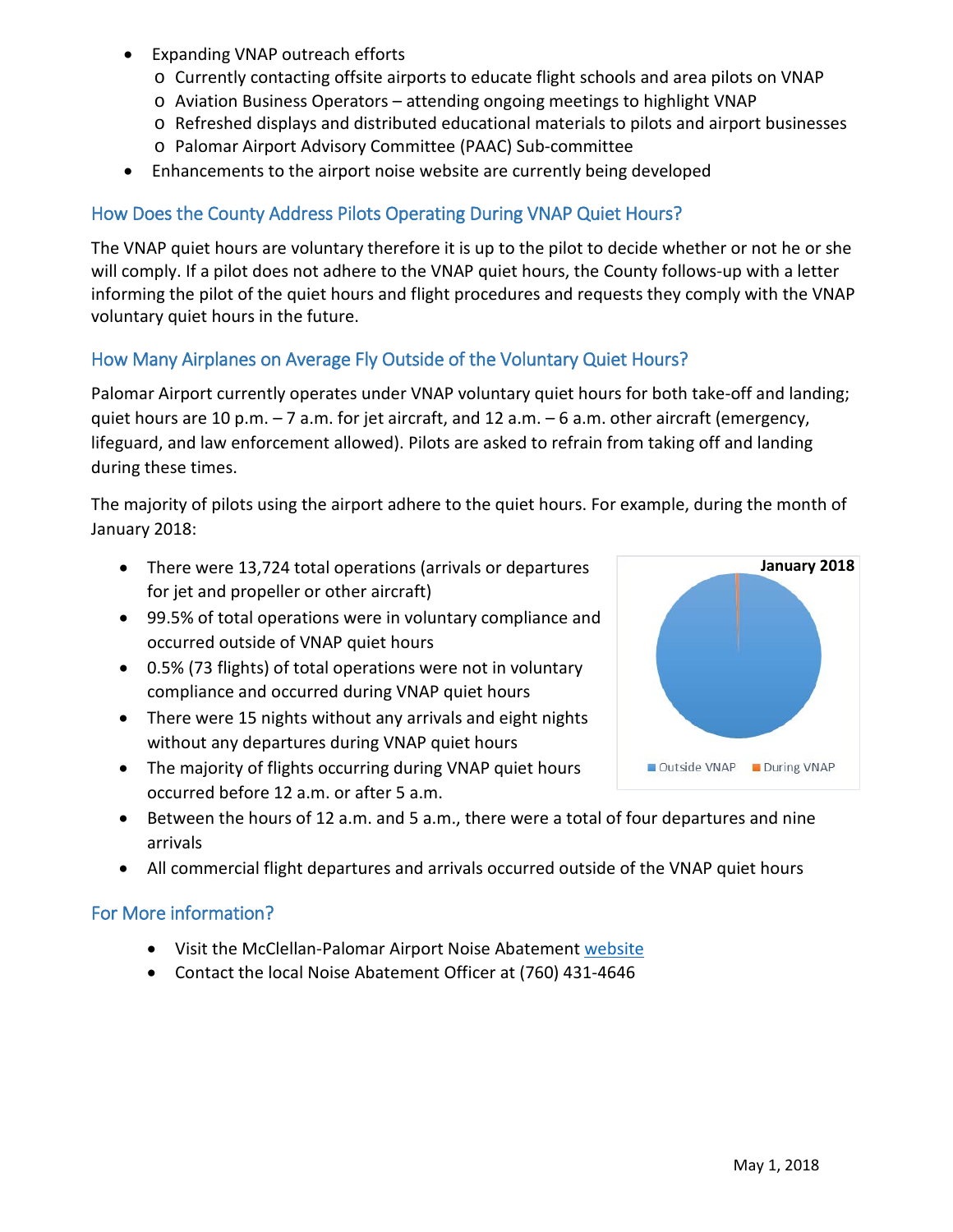- Expanding VNAP outreach efforts
  - Currently contacting offsite airports to educate flight schools and area pilots on VNAP
  - Aviation Business Operators – attending ongoing meetings to highlight VNAP
  - Refreshed displays and distributed educational materials to pilots and airport businesses
  - Palomar Airport Advisory Committee (PAAC) Sub-committee
- Enhancements to the airport noise website are currently being developed

## How Does the County Address Pilots Operating During VNAP Quiet Hours?

The VNAP quiet hours are voluntary therefore it is up to the pilot to decide whether or not he or she will comply. If a pilot does not adhere to the VNAP quiet hours, the County follows-up with a letter informing the pilot of the quiet hours and flight procedures and requests they comply with the VNAP voluntary quiet hours in the future.

## How Many Airplanes on Average Fly Outside of the Voluntary Quiet Hours?

Palomar Airport currently operates under VNAP voluntary quiet hours for both take-off and landing; quiet hours are 10 p.m. – 7 a.m. for jet aircraft, and 12 a.m. – 6 a.m. other aircraft (emergency, lifeguard, and law enforcement allowed). Pilots are asked to refrain from taking off and landing during these times.

The majority of pilots using the airport adhere to the quiet hours. For example, during the month of January 2018:

- There were 13,724 total operations (arrivals or departures for jet and propeller or other aircraft)
- 99.5% of total operations were in voluntary compliance and occurred outside of VNAP quiet hours
- 0.5% (73 flights) of total operations were not in voluntary compliance and occurred during VNAP quiet hours
- There were 15 nights without any arrivals and eight nights without any departures during VNAP quiet hours
- The majority of flights occurring during VNAP quiet hours occurred before 12 a.m. or after 5 a.m.
- Between the hours of 12 a.m. and 5 a.m., there were a total of four departures and nine arrivals
- All commercial flight departures and arrivals occurred outside of the VNAP quiet hours

**January 2018**

Outside VNAP
During VNAP

## For More information?

- Visit the McClellan-Palomar Airport Noise Abatement website
- Contact the local Noise Abatement Officer at (760) 431-4646

May 1, 2018